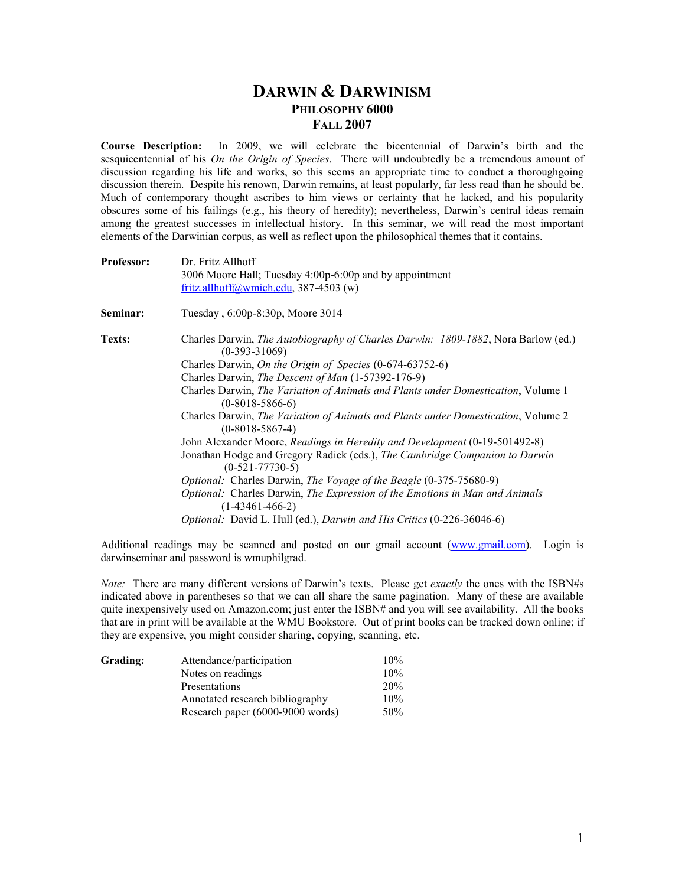# DARWIN & DARWINISM

## PHILOSOPHY 6000

## FALL 2007

**Course Description:** In 2009, we will celebrate the bicentennial of Darwin's birth and the sesquicentennial of his *On the Origin of Species*. There will undoubtedly be a tremendous amount of discussion regarding his life and works, so this seems an appropriate time to conduct a thoroughgoing discussion therein. Despite his renown, Darwin remains, at least popularly, far less read than he should be. Much of contemporary thought ascribes to him views or certainty that he lacked, and his popularity obscures some of his failings (e.g., his theory of heredity); nevertheless, Darwin's central ideas remain among the greatest successes in intellectual history. In this seminar, we will read the most important elements of the Darwinian corpus, as well as reflect upon the philosophical themes that it contains.

**Professor:** Dr. Fritz Allhoff
3006 Moore Hall; Tuesday 4:00p-6:00p and by appointment
fritz.allhoff@wmich.edu, 387-4503 (w)

**Seminar:** Tuesday , 6:00p-8:30p, Moore 3014

**Texts:**

- Charles Darwin, *The Autobiography of Charles Darwin: 1809-1882*, Nora Barlow (ed.) (0-393-31069)
- Charles Darwin, *On the Origin of Species* (0-674-63752-6)
- Charles Darwin, *The Descent of Man* (1-57392-176-9)
- Charles Darwin, *The Variation of Animals and Plants under Domestication*, Volume 1 (0-8018-5866-6)
- Charles Darwin, *The Variation of Animals and Plants under Domestication*, Volume 2 (0-8018-5867-4)
- John Alexander Moore, *Readings in Heredity and Development* (0-19-501492-8)
- Jonathan Hodge and Gregory Radick (eds.), *The Cambridge Companion to Darwin* (0-521-77730-5)
- *Optional:* Charles Darwin, *The Voyage of the Beagle* (0-375-75680-9)
- *Optional:* Charles Darwin, *The Expression of the Emotions in Man and Animals* (1-43461-466-2)
- *Optional:* David L. Hull (ed.), *Darwin and His Critics* (0-226-36046-6)

Additional readings may be scanned and posted on our gmail account (www.gmail.com). Login is darwinseminar and password is wmuphilgrad.

*Note:* There are many different versions of Darwin's texts. Please get *exactly* the ones with the ISBN#s indicated above in parentheses so that we can all share the same pagination. Many of these are available quite inexpensively used on Amazon.com; just enter the ISBN# and you will see availability. All the books that are in print will be available at the WMU Bookstore. Out of print books can be tracked down online; if they are expensive, you might consider sharing, copying, scanning, etc.

**Grading:**

| | |
|---|---|
| Attendance/participation | 10% |
| Notes on readings | 10% |
| Presentations | 20% |
| Annotated research bibliography | 10% |
| Research paper (6000-9000 words) | 50% |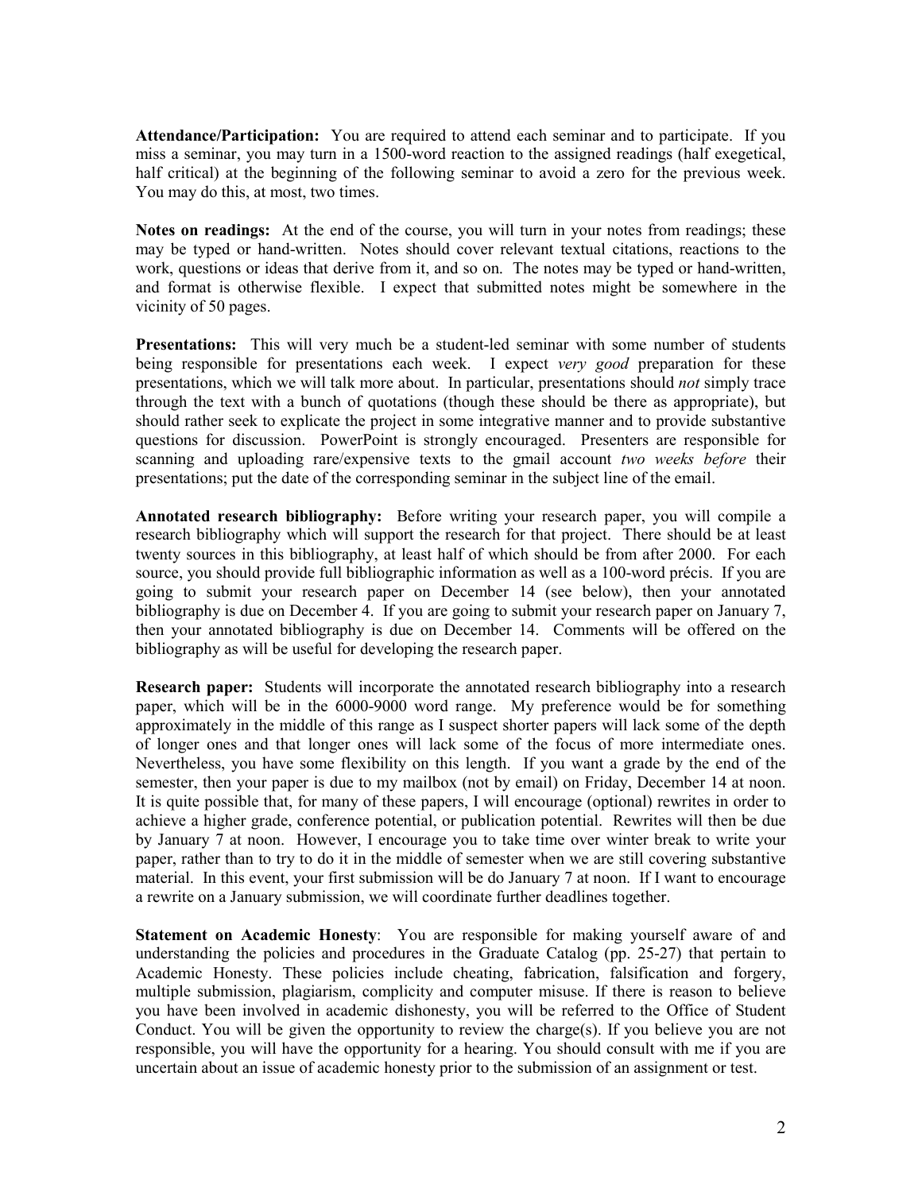**Attendance/Participation:** You are required to attend each seminar and to participate. If you miss a seminar, you may turn in a 1500-word reaction to the assigned readings (half exegetical, half critical) at the beginning of the following seminar to avoid a zero for the previous week. You may do this, at most, two times.

**Notes on readings:** At the end of the course, you will turn in your notes from readings; these may be typed or hand-written. Notes should cover relevant textual citations, reactions to the work, questions or ideas that derive from it, and so on. The notes may be typed or hand-written, and format is otherwise flexible. I expect that submitted notes might be somewhere in the vicinity of 50 pages.

**Presentations:** This will very much be a student-led seminar with some number of students being responsible for presentations each week. I expect *very good* preparation for these presentations, which we will talk more about. In particular, presentations should *not* simply trace through the text with a bunch of quotations (though these should be there as appropriate), but should rather seek to explicate the project in some integrative manner and to provide substantive questions for discussion. PowerPoint is strongly encouraged. Presenters are responsible for scanning and uploading rare/expensive texts to the gmail account *two weeks before* their presentations; put the date of the corresponding seminar in the subject line of the email.

**Annotated research bibliography:** Before writing your research paper, you will compile a research bibliography which will support the research for that project. There should be at least twenty sources in this bibliography, at least half of which should be from after 2000. For each source, you should provide full bibliographic information as well as a 100-word précis. If you are going to submit your research paper on December 14 (see below), then your annotated bibliography is due on December 4. If you are going to submit your research paper on January 7, then your annotated bibliography is due on December 14. Comments will be offered on the bibliography as will be useful for developing the research paper.

**Research paper:** Students will incorporate the annotated research bibliography into a research paper, which will be in the 6000-9000 word range. My preference would be for something approximately in the middle of this range as I suspect shorter papers will lack some of the depth of longer ones and that longer ones will lack some of the focus of more intermediate ones. Nevertheless, you have some flexibility on this length. If you want a grade by the end of the semester, then your paper is due to my mailbox (not by email) on Friday, December 14 at noon. It is quite possible that, for many of these papers, I will encourage (optional) rewrites in order to achieve a higher grade, conference potential, or publication potential. Rewrites will then be due by January 7 at noon. However, I encourage you to take time over winter break to write your paper, rather than to try to do it in the middle of semester when we are still covering substantive material. In this event, your first submission will be do January 7 at noon. If I want to encourage a rewrite on a January submission, we will coordinate further deadlines together.

**Statement on Academic Honesty**: You are responsible for making yourself aware of and understanding the policies and procedures in the Graduate Catalog (pp. 25-27) that pertain to Academic Honesty. These policies include cheating, fabrication, falsification and forgery, multiple submission, plagiarism, complicity and computer misuse. If there is reason to believe you have been involved in academic dishonesty, you will be referred to the Office of Student Conduct. You will be given the opportunity to review the charge(s). If you believe you are not responsible, you will have the opportunity for a hearing. You should consult with me if you are uncertain about an issue of academic honesty prior to the submission of an assignment or test.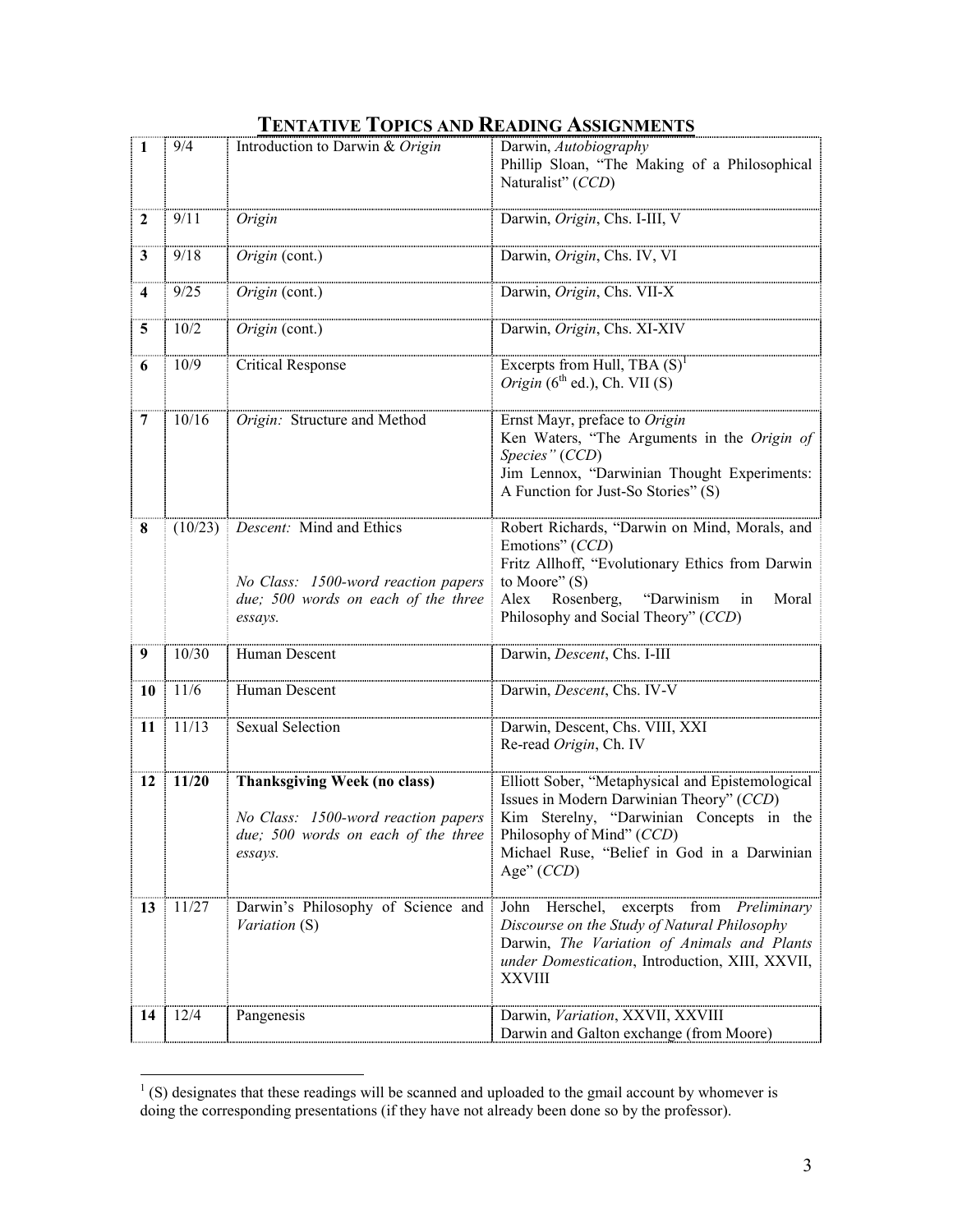## Tentative Topics and Reading Assignments

| | | | |
|---|---|---|---|
| **1** | 9/4 | Introduction to Darwin & *Origin* | Darwin, *Autobiography*<br>Phillip Sloan, "The Making of a Philosophical Naturalist" (*CCD*) |
| **2** | 9/11 | *Origin* | Darwin, *Origin*, Chs. I-III, V |
| **3** | 9/18 | *Origin* (cont.) | Darwin, *Origin*, Chs. IV, VI |
| **4** | 9/25 | *Origin* (cont.) | Darwin, *Origin*, Chs. VII-X |
| **5** | 10/2 | *Origin* (cont.) | Darwin, *Origin*, Chs. XI-XIV |
| **6** | 10/9 | Critical Response | Excerpts from Hull, TBA (S)[1]<br>*Origin* (6th ed.), Ch. VII (S) |
| **7** | 10/16 | *Origin:* Structure and Method | Ernst Mayr, preface to *Origin*<br>Ken Waters, "The Arguments in the *Origin of Species*" (*CCD*)<br>Jim Lennox, "Darwinian Thought Experiments: A Function for Just-So Stories" (S) |
| **8** | (10/23) | *Descent:* Mind and Ethics<br><br>*No Class: 1500-word reaction papers due; 500 words on each of the three essays.* | Robert Richards, "Darwin on Mind, Morals, and Emotions" (*CCD*)<br>Fritz Allhoff, "Evolutionary Ethics from Darwin to Moore" (S)<br>Alex Rosenberg, "Darwinism in Moral Philosophy and Social Theory" (*CCD*) |
| **9** | 10/30 | Human Descent | Darwin, *Descent*, Chs. I-III |
| **10** | 11/6 | Human Descent | Darwin, *Descent*, Chs. IV-V |
| **11** | 11/13 | Sexual Selection | Darwin, Descent, Chs. VIII, XXI<br>Re-read *Origin*, Ch. IV |
| **12** | **11/20** | **Thanksgiving Week (no class)**<br><br>*No Class: 1500-word reaction papers due; 500 words on each of the three essays.* | Elliott Sober, "Metaphysical and Epistemological Issues in Modern Darwinian Theory" (*CCD*)<br>Kim Sterelny, "Darwinian Concepts in the Philosophy of Mind" (*CCD*)<br>Michael Ruse, "Belief in God in a Darwinian Age" (*CCD*) |
| **13** | 11/27 | Darwin's Philosophy of Science and *Variation* (S) | John Herschel, excerpts from *Preliminary Discourse on the Study of Natural Philosophy*<br>Darwin, *The Variation of Animals and Plants under Domestication*, Introduction, XIII, XXVII, XXVIII |
| **14** | 12/4 | Pangenesis | Darwin, *Variation*, XXVII, XXVIII<br>Darwin and Galton exchange (from Moore) |

[1] (S) designates that these readings will be scanned and uploaded to the gmail account by whomever is doing the corresponding presentations (if they have not already been done so by the professor).